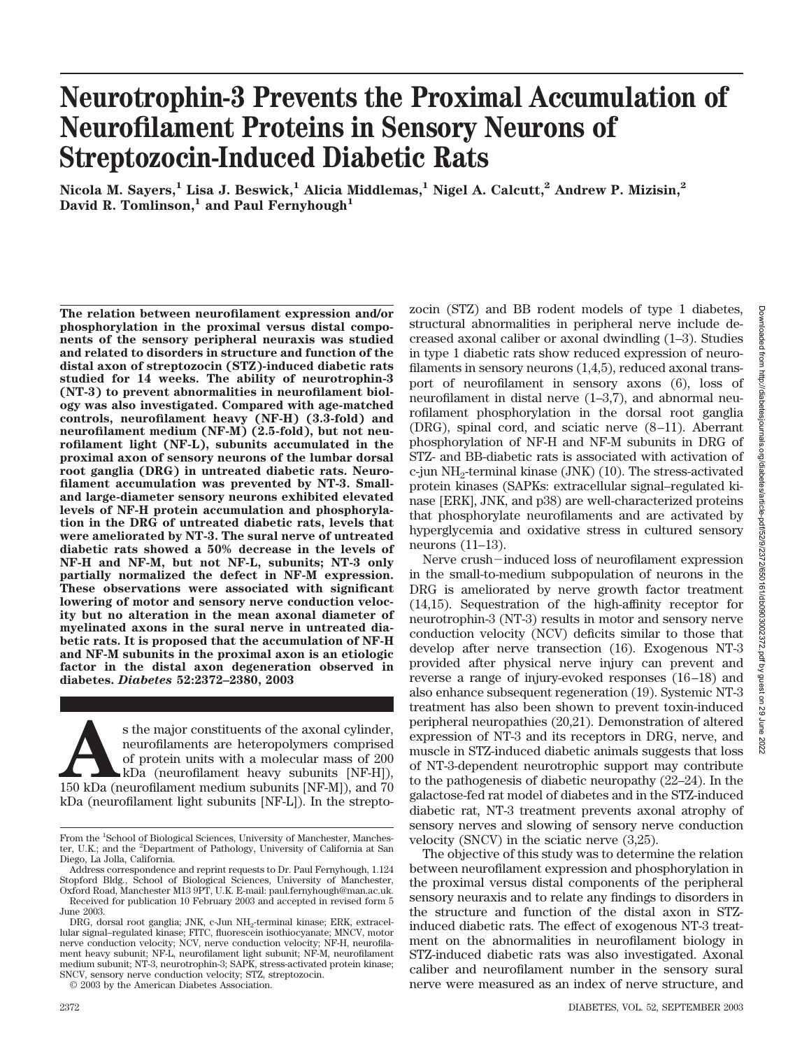# Neurotrophin-3 Prevents the Proximal Accumulation of Neurofilament Proteins in Sensory Neurons of Streptozocin-Induced Diabetic Rats

**Nicola M. Sayers,[1] Lisa J. Beswick,[1] Alicia Middlemas,[1] Nigel A. Calcutt,[2] Andrew P. Mizisin,[2] David R. Tomlinson,[1] and Paul Fernyhough[1]**

**The relation between neurofilament expression and/or phosphorylation in the proximal versus distal components of the sensory peripheral neuraxis was studied and related to disorders in structure and function of the distal axon of streptozocin (STZ)-induced diabetic rats studied for 14 weeks. The ability of neurotrophin-3 (NT-3) to prevent abnormalities in neurofilament biology was also investigated. Compared with age-matched controls, neurofilament heavy (NF-H) (3.3-fold) and neurofilament medium (NF-M) (2.5-fold), but not neurofilament light (NF-L), subunits accumulated in the proximal axon of sensory neurons of the lumbar dorsal root ganglia (DRG) in untreated diabetic rats. Neurofilament accumulation was prevented by NT-3. Small- and large-diameter sensory neurons exhibited elevated levels of NF-H protein accumulation and phosphorylation in the DRG of untreated diabetic rats, levels that were ameliorated by NT-3. The sural nerve of untreated diabetic rats showed a 50% decrease in the levels of NF-H and NF-M, but not NF-L, subunits; NT-3 only partially normalized the defect in NF-M expression. These observations were associated with significant lowering of motor and sensory nerve conduction velocity but no alteration in the mean axonal diameter of myelinated axons in the sural nerve in untreated diabetic rats. It is proposed that the accumulation of NF-H and NF-M subunits in the proximal axon is an etiologic factor in the distal axon degeneration observed in diabetes.** ***Diabetes*** **52:2372–2380, 2003**

As the major constituents of the axonal cylinder, neurofilaments are heteropolymers comprised of protein units with a molecular mass of 200 kDa (neurofilament heavy subunits [NF-H]), 150 kDa (neurofilament medium subunits [NF-M]), and 70 kDa (neurofilament light subunits [NF-L]). In the streptozocin (STZ) and BB rodent models of type 1 diabetes, structural abnormalities in peripheral nerve include decreased axonal caliber or axonal dwindling (1–3). Studies in type 1 diabetic rats show reduced expression of neurofilaments in sensory neurons (1,4,5), reduced axonal transport of neurofilament in sensory axons (6), loss of neurofilament in distal nerve (1–3,7), and abnormal neurofilament phosphorylation in the dorsal root ganglia (DRG), spinal cord, and sciatic nerve (8–11). Aberrant phosphorylation of NF-H and NF-M subunits in DRG of STZ- and BB-diabetic rats is associated with activation of c-jun $NH_2$-terminal kinase (JNK) (10). The stress-activated protein kinases (SAPKs: extracellular signal–regulated kinase [ERK], JNK, and p38) are well-characterized proteins that phosphorylate neurofilaments and are activated by hyperglycemia and oxidative stress in cultured sensory neurons (11–13).

Nerve crush−induced loss of neurofilament expression in the small-to-medium subpopulation of neurons in the DRG is ameliorated by nerve growth factor treatment (14,15). Sequestration of the high-affinity receptor for neurotrophin-3 (NT-3) results in motor and sensory nerve conduction velocity (NCV) deficits similar to those that develop after nerve transection (16). Exogenous NT-3 provided after physical nerve injury can prevent and reverse a range of injury-evoked responses (16–18) and also enhance subsequent regeneration (19). Systemic NT-3 treatment has also been shown to prevent toxin-induced peripheral neuropathies (20,21). Demonstration of altered expression of NT-3 and its receptors in DRG, nerve, and muscle in STZ-induced diabetic animals suggests that loss of NT-3-dependent neurotrophic support may contribute to the pathogenesis of diabetic neuropathy (22–24). In the galactose-fed rat model of diabetes and in the STZ-induced diabetic rat, NT-3 treatment prevents axonal atrophy of sensory nerves and slowing of sensory nerve conduction velocity (SNCV) in the sciatic nerve (3,25).

The objective of this study was to determine the relation between neurofilament expression and phosphorylation in the proximal versus distal components of the peripheral sensory neuraxis and to relate any findings to disorders in the structure and function of the distal axon in STZ-induced diabetic rats. The effect of exogenous NT-3 treatment on the abnormalities in neurofilament biology in STZ-induced diabetic rats was also investigated. Axonal caliber and neurofilament number in the sensory sural nerve were measured as an index of nerve structure, and

From the [1]School of Biological Sciences, University of Manchester, Manchester, U.K.; and the [2]Department of Pathology, University of California at San Diego, La Jolla, California.

Address correspondence and reprint requests to Dr. Paul Fernyhough, 1.124 Stopford Bldg., School of Biological Sciences, University of Manchester, Oxford Road, Manchester M13 9PT, U.K. E-mail: paul.fernyhough@man.ac.uk.

Received for publication 10 February 2003 and accepted in revised form 5 June 2003.

DRG, dorsal root ganglia; JNK, c-Jun $NH_2$-terminal kinase; ERK, extracellular signal–regulated kinase; FITC, fluorescein isothiocyanate; MNCV, motor nerve conduction velocity; NCV, nerve conduction velocity; NF-H, neurofilament heavy subunit; NF-L, neurofilament light subunit; NF-M, neurofilament medium subunit; NT-3, neurotrophin-3; SAPK, stress-activated protein kinase; SNCV, sensory nerve conduction velocity; STZ, streptozocin.

© 2003 by the American Diabetes Association.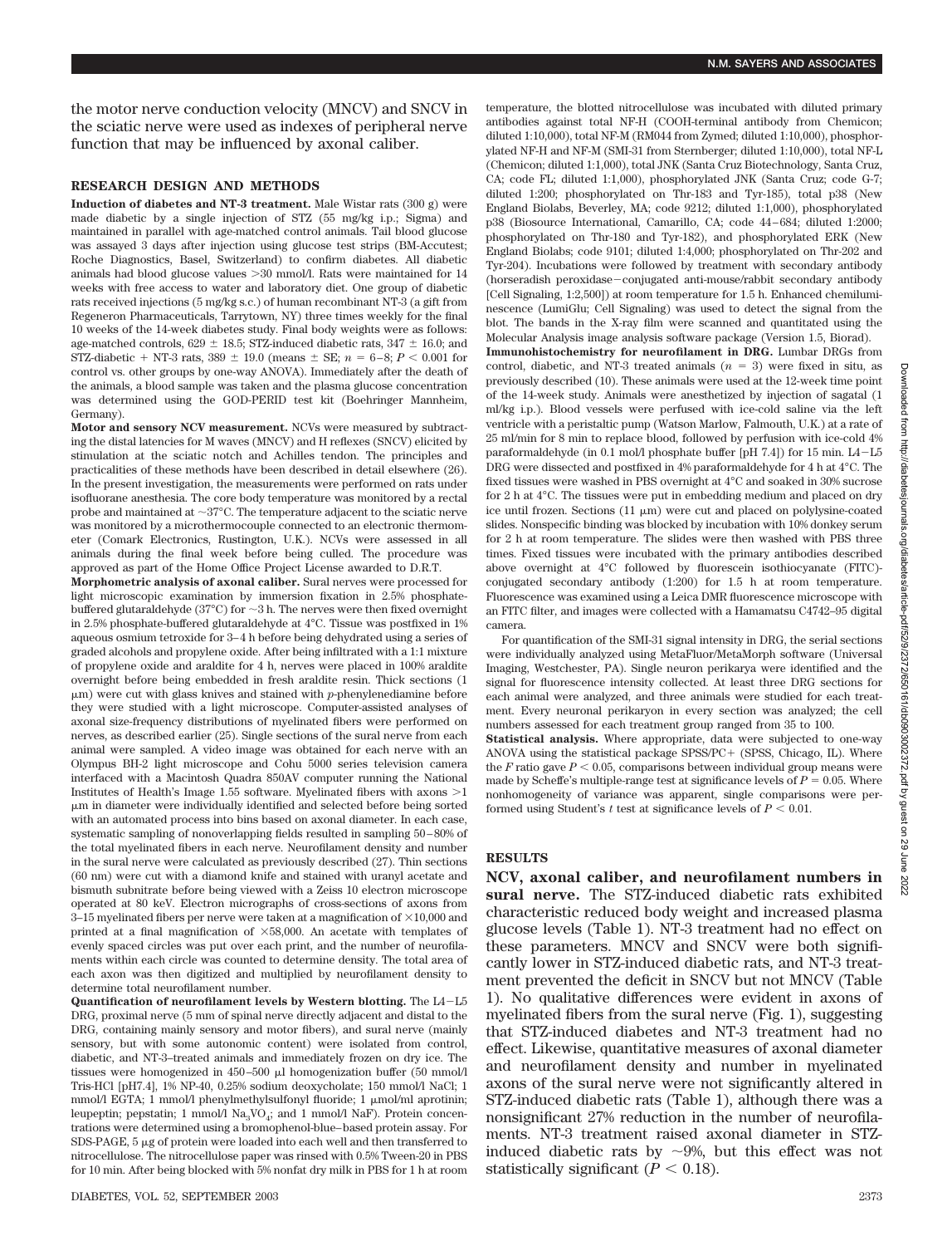the motor nerve conduction velocity (MNCV) and SNCV in the sciatic nerve were used as indexes of peripheral nerve function that may be influenced by axonal caliber.

## RESEARCH DESIGN AND METHODS

**Induction of diabetes and NT-3 treatment.** Male Wistar rats (300 g) were made diabetic by a single injection of STZ (55 mg/kg i.p.; Sigma) and maintained in parallel with age-matched control animals. Tail blood glucose was assayed 3 days after injection using glucose test strips (BM-Accutest; Roche Diagnostics, Basel, Switzerland) to confirm diabetes. All diabetic animals had blood glucose values >30 mmol/l. Rats were maintained for 14 weeks with free access to water and laboratory diet. One group of diabetic rats received injections (5 mg/kg s.c.) of human recombinant NT-3 (a gift from Regeneron Pharmaceuticals, Tarrytown, NY) three times weekly for the final 10 weeks of the 14-week diabetes study. Final body weights were as follows: age-matched controls, 629 ± 18.5; STZ-induced diabetic rats, 347 ± 16.0; and STZ-diabetic + NT-3 rats, 389 ± 19.0 (means ± SE; $n = 6$–8; $P < 0.001$ for control vs. other groups by one-way ANOVA). Immediately after the death of the animals, a blood sample was taken and the plasma glucose concentration was determined using the GOD-PERID test kit (Boehringer Mannheim, Germany).

**Motor and sensory NCV measurement.** NCVs were measured by subtracting the distal latencies for M waves (MNCV) and H reflexes (SNCV) elicited by stimulation at the sciatic notch and Achilles tendon. The principles and practicalities of these methods have been described in detail elsewhere (26). In the present investigation, the measurements were performed on rats under isofluorane anesthesia. The core body temperature was monitored by a rectal probe and maintained at ~37°C. The temperature adjacent to the sciatic nerve was monitored by a microthermocouple connected to an electronic thermometer (Comark Electronics, Rustington, U.K.). NCVs were assessed in all animals during the final week before being culled. The procedure was approved as part of the Home Office Project License awarded to D.R.T.

**Morphometric analysis of axonal caliber.** Sural nerves were processed for light microscopic examination by immersion fixation in 2.5% phosphate-buffered glutaraldehyde (37°C) for ~3 h. The nerves were then fixed overnight in 2.5% phosphate-buffered glutaraldehyde at 4°C. Tissue was postfixed in 1% aqueous osmium tetroxide for 3–4 h before being dehydrated using a series of graded alcohols and propylene oxide. After being infiltrated with a 1:1 mixture of propylene oxide and araldite for 4 h, nerves were placed in 100% araldite overnight before being embedded in fresh araldite resin. Thick sections (1 μm) were cut with glass knives and stained with *p*-phenylenediamine before they were studied with a light microscope. Computer-assisted analyses of axonal size-frequency distributions of myelinated fibers were performed on nerves, as described earlier (25). Single sections of the sural nerve from each animal were sampled. A video image was obtained for each nerve with an Olympus BH-2 light microscope and Cohu 5000 series television camera interfaced with a Macintosh Quadra 850AV computer running the National Institutes of Health's Image 1.55 software. Myelinated fibers with axons >1 μm in diameter were individually identified and selected before being sorted with an automated process into bins based on axonal diameter. In each case, systematic sampling of nonoverlapping fields resulted in sampling 50–80% of the total myelinated fibers in each nerve. Neurofilament density and number in the sural nerve were calculated as previously described (27). Thin sections (60 nm) were cut with a diamond knife and stained with uranyl acetate and bismuth subnitrate before being viewed with a Zeiss 10 electron microscope operated at 80 keV. Electron micrographs of cross-sections of axons from 3–15 myelinated fibers per nerve were taken at a magnification of ×10,000 and printed at a final magnification of ×58,000. An acetate with templates of evenly spaced circles was put over each print, and the number of neurofilaments within each circle was counted to determine density. The total area of each axon was then digitized and multiplied by neurofilament density to determine total neurofilament number.

**Quantification of neurofilament levels by Western blotting.** The L4–L5 DRG, proximal nerve (5 mm of spinal nerve directly adjacent and distal to the DRG, containing mainly sensory and motor fibers), and sural nerve (mainly sensory, but with some autonomic content) were isolated from control, diabetic, and NT-3–treated animals and immediately frozen on dry ice. The tissues were homogenized in 450–500 μl homogenization buffer (50 mmol/l Tris-HCl [pH7.4], 1% NP-40, 0.25% sodium deoxycholate; 150 mmol/l NaCl; 1 mmol/l EGTA; 1 mmol/l phenylmethylsulfonyl fluoride; 1 μmol/ml aprotinin; leupeptin; pepstatin; 1 mmol/l $Na_3VO_4$; and 1 mmol/l NaF). Protein concentrations were determined using a bromophenol-blue–based protein assay. For SDS-PAGE, 5 μg of protein were loaded into each well and then transferred to nitrocellulose. The nitrocellulose paper was rinsed with 0.5% Tween-20 in PBS for 10 min. After being blocked with 5% nonfat dry milk in PBS for 1 h at room temperature, the blotted nitrocellulose was incubated with diluted primary antibodies against total NF-H (COOH-terminal antibody from Chemicon; diluted 1:10,000), total NF-M (RM044 from Zymed; diluted 1:10,000), phosphorylated NF-H and NF-M (SMI-31 from Sternberger; diluted 1:10,000), total NF-L (Chemicon; diluted 1:1,000), total JNK (Santa Cruz Biotechnology, Santa Cruz, CA; code FL; diluted 1:1,000), phosphorylated JNK (Santa Cruz; code G-7; diluted 1:200; phosphorylated on Thr-183 and Tyr-185), total p38 (New England Biolabs, Beverley, MA; code 9212; diluted 1:1,000), phosphorylated p38 (Biosource International, Camarillo, CA; code 44–684; diluted 1:2000; phosphorylated on Thr-180 and Tyr-182), and phosphorylated ERK (New England Biolabs; code 9101; diluted 1:4,000; phosphorylated on Thr-202 and Tyr-204). Incubations were followed by treatment with secondary antibody (horseradish peroxidase–conjugated anti-mouse/rabbit secondary antibody [Cell Signaling, 1:2,500]) at room temperature for 1.5 h. Enhanced chemiluminescence (LumiGlu; Cell Signaling) was used to detect the signal from the blot. The bands in the X-ray film were scanned and quantitated using the Molecular Analysis image analysis software package (Version 1.5, Biorad).

**Immunohistochemistry for neurofilament in DRG.** Lumbar DRGs from control, diabetic, and NT-3 treated animals ($n = 3$) were fixed in situ, as previously described (10). These animals were used at the 12-week time point of the 14-week study. Animals were anesthetized by injection of sagatal (1 ml/kg i.p.). Blood vessels were perfused with ice-cold saline via the left ventricle with a peristaltic pump (Watson Marlow, Falmouth, U.K.) at a rate of 25 ml/min for 8 min to replace blood, followed by perfusion with ice-cold 4% paraformaldehyde (in 0.1 mol/l phosphate buffer [pH 7.4]) for 15 min. L4–L5 DRG were dissected and postfixed in 4% paraformaldehyde for 4 h at 4°C. The fixed tissues were washed in PBS overnight at 4°C and soaked in 30% sucrose for 2 h at 4°C. The tissues were put in embedding medium and placed on dry ice until frozen. Sections (11 μm) were cut and placed on polylysine-coated slides. Nonspecific binding was blocked by incubation with 10% donkey serum for 2 h at room temperature. The slides were then washed with PBS three times. Fixed tissues were incubated with the primary antibodies described above overnight at 4°C followed by fluorescein isothiocyanate (FITC)-conjugated secondary antibody (1:200) for 1.5 h at room temperature. Fluorescence was examined using a Leica DMR fluorescence microscope with an FITC filter, and images were collected with a Hamamatsu C4742–95 digital camera.

For quantification of the SMI-31 signal intensity in DRG, the serial sections were individually analyzed using MetaFluor/MetaMorph software (Universal Imaging, Westchester, PA). Single neuron perikarya were identified and the signal for fluorescence intensity collected. At least three DRG sections for each animal were analyzed, and three animals were studied for each treatment. Every neuronal perikaryon in every section was analyzed; the cell numbers assessed for each treatment group ranged from 35 to 100.

**Statistical analysis.** Where appropriate, data were subjected to one-way ANOVA using the statistical package SPSS/PC+ (SPSS, Chicago, IL). Where the $F$ ratio gave $P < 0.05$, comparisons between individual group means were made by Scheffe's multiple-range test at significance levels of $P = 0.05$. Where nonhomogeneity of variance was apparent, simple comparisons were performed using Student's $t$ test at significance levels of $P < 0.01$.

## RESULTS

**NCV, axonal caliber, and neurofilament numbers in sural nerve.** The STZ-induced diabetic rats exhibited characteristic reduced body weight and increased plasma glucose levels (Table 1). NT-3 treatment had no effect on these parameters. MNCV and SNCV were both significantly lower in STZ-induced diabetic rats, and NT-3 treatment prevented the deficit in SNCV but not MNCV (Table 1). No qualitative differences were evident in axons of myelinated fibers from the sural nerve (Fig. 1), suggesting that STZ-induced diabetes and NT-3 treatment had no effect. Likewise, quantitative measures of axonal diameter and neurofilament density and number in myelinated axons of the sural nerve were not significantly altered in STZ-induced diabetic rats (Table 1), although there was a nonsignificant 27% reduction in the number of neurofilaments. NT-3 treatment raised axonal diameter in STZ-induced diabetic rats by ~9%, but this effect was not statistically significant ($P < 0.18$).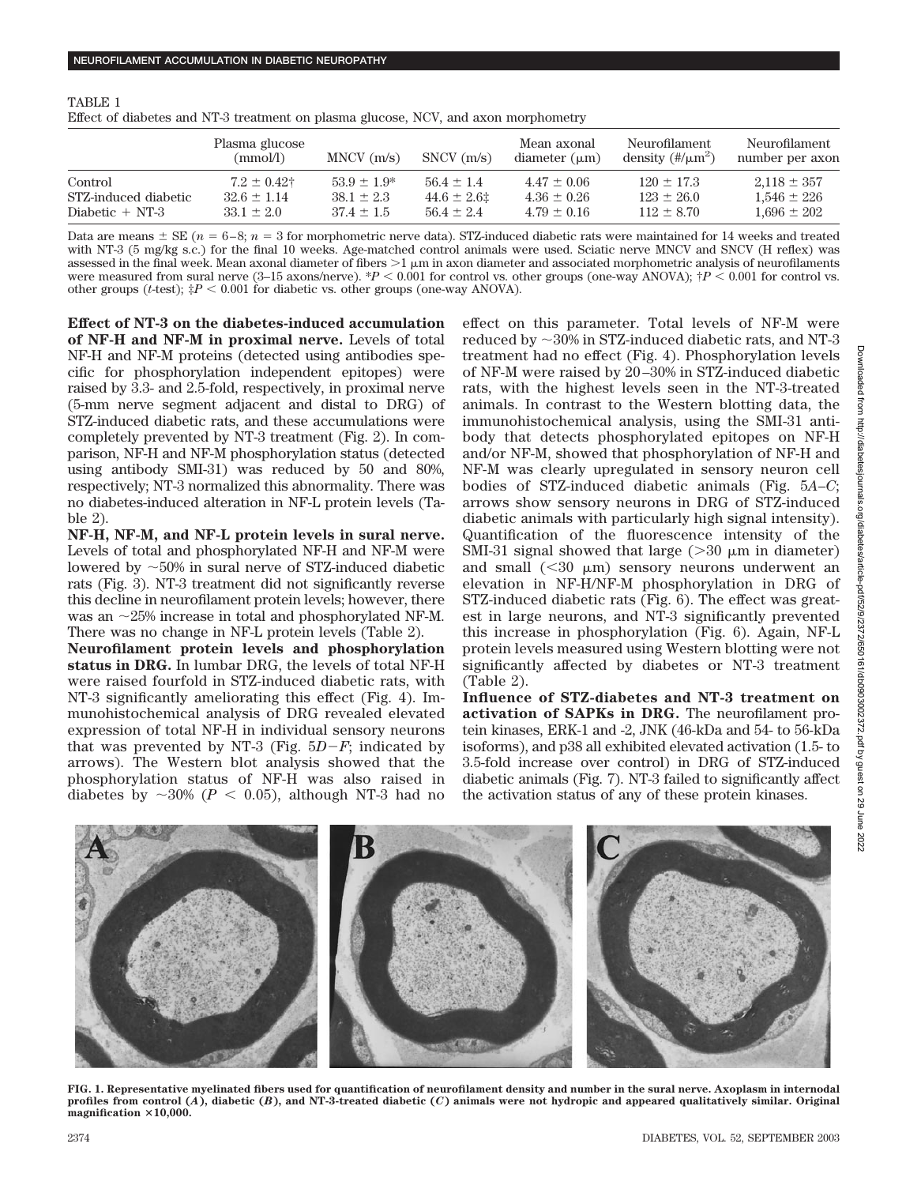TABLE 1
Effect of diabetes and NT-3 treatment on plasma glucose, NCV, and axon morphometry

| | Plasma glucose (mmol/l) | MNCV (m/s) | SNCV (m/s) | Mean axonal diameter (μm) | Neurofilament density (#/μm$^2$) | Neurofilament number per axon |
|---|---|---|---|---|---|---|
| Control | 7.2 ± 0.42† | 53.9 ± 1.9* | 56.4 ± 1.4 | 4.47 ± 0.06 | 120 ± 17.3 | 2,118 ± 357 |
| STZ-induced diabetic | 32.6 ± 1.14 | 38.1 ± 2.3 | 44.6 ± 2.6‡ | 4.36 ± 0.26 | 123 ± 26.0 | 1,546 ± 226 |
| Diabetic + NT-3 | 33.1 ± 2.0 | 37.4 ± 1.5 | 56.4 ± 2.4 | 4.79 ± 0.16 | 112 ± 8.70 | 1,696 ± 202 |

Data are means ± SE ($n$ = 6–8; $n$ = 3 for morphometric nerve data). STZ-induced diabetic rats were maintained for 14 weeks and treated with NT-3 (5 mg/kg s.c.) for the final 10 weeks. Age-matched control animals were used. Sciatic nerve MNCV and SNCV (H reflex) was assessed in the final week. Mean axonal diameter of fibers >1 μm in axon diameter and associated morphometric analysis of neurofilaments were measured from sural nerve (3–15 axons/nerve). *$P < 0.001$ for control vs. other groups (one-way ANOVA); †$P < 0.001$ for control vs. other groups ($t$-test); ‡$P < 0.001$ for diabetic vs. other groups (one-way ANOVA).

**Effect of NT-3 on the diabetes-induced accumulation of NF-H and NF-M in proximal nerve.** Levels of total NF-H and NF-M proteins (detected using antibodies specific for phosphorylation independent epitopes) were raised by 3.3- and 2.5-fold, respectively, in proximal nerve (5-mm nerve segment adjacent and distal to DRG) of STZ-induced diabetic rats, and these accumulations were completely prevented by NT-3 treatment (Fig. 2). In comparison, NF-H and NF-M phosphorylation status (detected using antibody SMI-31) was reduced by 50 and 80%, respectively; NT-3 normalized this abnormality. There was no diabetes-induced alteration in NF-L protein levels (Table 2).

**NF-H, NF-M, and NF-L protein levels in sural nerve.** Levels of total and phosphorylated NF-H and NF-M were lowered by ~50% in sural nerve of STZ-induced diabetic rats (Fig. 3). NT-3 treatment did not significantly reverse this decline in neurofilament protein levels; however, there was an ~25% increase in total and phosphorylated NF-M. There was no change in NF-L protein levels (Table 2).

**Neurofilament protein levels and phosphorylation status in DRG.** In lumbar DRG, the levels of total NF-H were raised fourfold in STZ-induced diabetic rats, with NT-3 significantly ameliorating this effect (Fig. 4). Immunohistochemical analysis of DRG revealed elevated expression of total NF-H in individual sensory neurons that was prevented by NT-3 (Fig. 5*D–F*; indicated by arrows). The Western blot analysis showed that the phosphorylation status of NF-H was also raised in diabetes by ~30% ($P < 0.05$), although NT-3 had no effect on this parameter. Total levels of NF-M were reduced by ~30% in STZ-induced diabetic rats, and NT-3 treatment had no effect (Fig. 4). Phosphorylation levels of NF-M were raised by 20–30% in STZ-induced diabetic rats, with the highest levels seen in the NT-3-treated animals. In contrast to the Western blotting data, the immunohistochemical analysis, using the SMI-31 antibody that detects phosphorylated epitopes on NF-H and/or NF-M, showed that phosphorylation of NF-H and NF-M was clearly upregulated in sensory neuron cell bodies of STZ-induced diabetic animals (Fig. 5*A–C*; arrows show sensory neurons in DRG of STZ-induced diabetic animals with particularly high signal intensity). Quantification of the fluorescence intensity of the SMI-31 signal showed that large (>30 μm in diameter) and small (<30 μm) sensory neurons underwent an elevation in NF-H/NF-M phosphorylation in DRG of STZ-induced diabetic rats (Fig. 6). The effect was greatest in large neurons, and NT-3 significantly prevented this increase in phosphorylation (Fig. 6). Again, NF-L protein levels measured using Western blotting were not significantly affected by diabetes or NT-3 treatment (Table 2).

**Influence of STZ-diabetes and NT-3 treatment on activation of SAPKs in DRG.** The neurofilament protein kinases, ERK-1 and -2, JNK (46-kDa and 54- to 56-kDa isoforms), and p38 all exhibited elevated activation (1.5- to 3.5-fold increase over control) in DRG of STZ-induced diabetic animals (Fig. 7). NT-3 failed to significantly affect the activation status of any of these protein kinases.

**FIG. 1. Representative myelinated fibers used for quantification of neurofilament density and number in the sural nerve. Axoplasm in internodal profiles from control (*A*), diabetic (*B*), and NT-3-treated diabetic (*C*) animals were not hydropic and appeared qualitatively similar. Original magnification ×10,000.**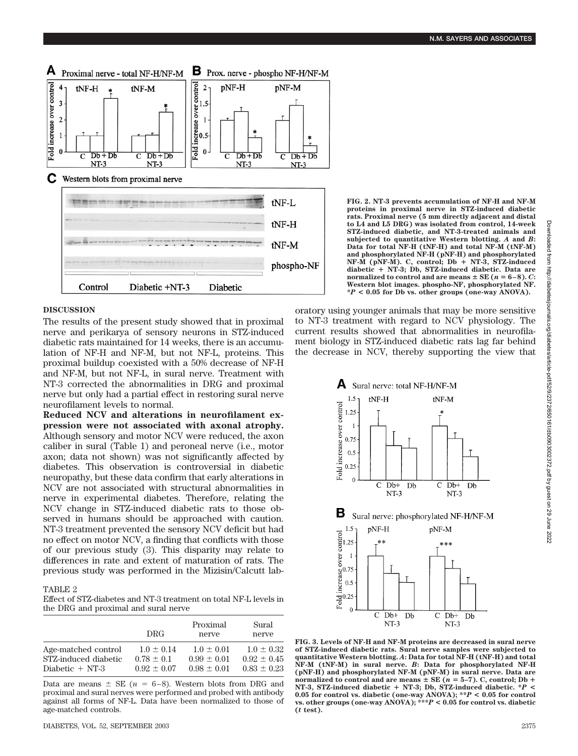FIG. 2. NT-3 prevents accumulation of NF-H and NF-M proteins in proximal nerve in STZ-induced diabetic rats. Proximal nerve (5 mm directly adjacent and distal to L4 and L5 DRG) was isolated from control, 14-week STZ-induced diabetic, and NT-3-treated animals and subjected to quantitative Western blotting. *A* and *B*: Data for total NF-H (tNF-H) and total NF-M (tNF-M) and phosphorylated NF-H (pNF-H) and phosphorylated NF-M (pNF-M). C, control; Db + NT-3, STZ-induced diabetic + NT-3; Db, STZ-induced diabetic. Data are normalized to control and are means ± SE ($n = 6–8$). *C*: Western blot images. phospho-NF, phosphorylated NF. \*$P < 0.05$ for Db vs. other groups (one-way ANOVA).

## DISCUSSION

The results of the present study showed that in proximal nerve and perikarya of sensory neurons in STZ-induced diabetic rats maintained for 14 weeks, there is an accumulation of NF-H and NF-M, but not NF-L, proteins. This proximal buildup coexisted with a 50% decrease of NF-H and NF-M, but not NF-L, in sural nerve. Treatment with NT-3 corrected the abnormalities in DRG and proximal nerve but only had a partial effect in restoring sural nerve neurofilament levels to normal.

**Reduced NCV and alterations in neurofilament expression were not associated with axonal atrophy.** Although sensory and motor NCV were reduced, the axon caliber in sural (Table 1) and peroneal nerve (i.e., motor axon; data not shown) was not significantly affected by diabetes. This observation is controversial in diabetic neuropathy, but these data confirm that early alterations in NCV are not associated with structural abnormalities in nerve in experimental diabetes. Therefore, relating the NCV change in STZ-induced diabetic rats to those observed in humans should be approached with caution. NT-3 treatment prevented the sensory NCV deficit but had no effect on motor NCV, a finding that conflicts with those of our previous study (3). This disparity may relate to differences in rate and extent of maturation of rats. The previous study was performed in the Mizisin/Calcutt laboratory using younger animals that may be more sensitive to NT-3 treatment with regard to NCV physiology. The current results showed that abnormalities in neurofilament biology in STZ-induced diabetic rats lag far behind the decrease in NCV, thereby supporting the view that

TABLE 2
Effect of STZ-diabetes and NT-3 treatment on total NF-L levels in the DRG and proximal and sural nerve

| | DRG | Proximal nerve | Sural nerve |
|---|---|---|---|
| Age-matched control | 1.0 ± 0.14 | 1.0 ± 0.01 | 1.0 ± 0.32 |
| STZ-induced diabetic | 0.78 ± 0.1 | 0.99 ± 0.01 | 0.92 ± 0.45 |
| Diabetic + NT-3 | 0.92 ± 0.07 | 0.98 ± 0.01 | 0.83 ± 0.23 |

Data are means ± SE ($n = 6–8$). Western blots from DRG and proximal and sural nerves were performed and probed with antibody against all forms of NF-L. Data have been normalized to those of age-matched controls.

FIG. 3. Levels of NF-H and NF-M proteins are decreased in sural nerve of STZ-induced diabetic rats. Sural nerve samples were subjected to quantitative Western blotting. *A*: Data for total NF-H (tNF-H) and total NF-M (tNF-M) in sural nerve. *B*: Data for phosphorylated NF-H (pNF-H) and phosphorylated NF-M (pNF-M) in sural nerve. Data are normalized to control and are means ± SE ($n = 5–7$). C, control; Db + NT-3, STZ-induced diabetic + NT-3; Db, STZ-induced diabetic. \*$P < 0.05$ for control vs. diabetic (one-way ANOVA); \*\*$P < 0.05$ for control vs. other groups (one-way ANOVA); \*\*\*$P < 0.05$ for control vs. diabetic ($t$ test).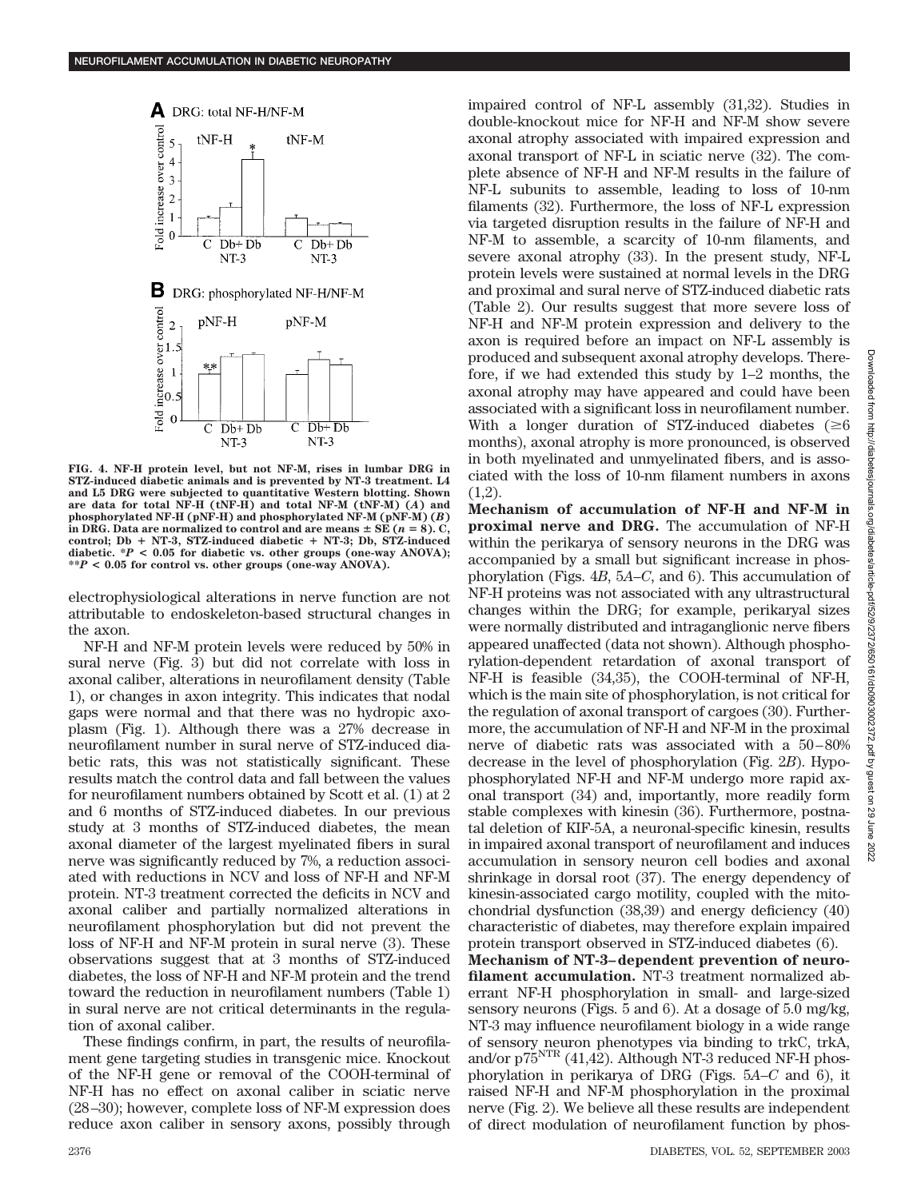FIG. 4. NF-H protein level, but not NF-M, rises in lumbar DRG in STZ-induced diabetic animals and is prevented by NT-3 treatment. L4 and L5 DRG were subjected to quantitative Western blotting. Shown are data for total NF-H (tNF-H) and total NF-M (tNF-M) (*A*) and phosphorylated NF-H (pNF-H) and phosphorylated NF-M (pNF-M) (*B*) in DRG. Data are normalized to control and are means ± SE ($n = 8$). C, control; Db + NT-3, STZ-induced diabetic + NT-3; Db, STZ-induced diabetic. *$P < 0.05$ for diabetic vs. other groups (one-way ANOVA); **$P < 0.05$ for control vs. other groups (one-way ANOVA).

electrophysiological alterations in nerve function are not attributable to endoskeleton-based structural changes in the axon.

NF-H and NF-M protein levels were reduced by 50% in sural nerve (Fig. 3) but did not correlate with loss in axonal caliber, alterations in neurofilament density (Table 1), or changes in axon integrity. This indicates that nodal gaps were normal and that there was no hydropic axoplasm (Fig. 1). Although there was a 27% decrease in neurofilament number in sural nerve of STZ-induced diabetic rats, this was not statistically significant. These results match the control data and fall between the values for neurofilament numbers obtained by Scott et al. (1) at 2 and 6 months of STZ-induced diabetes. In our previous study at 3 months of STZ-induced diabetes, the mean axonal diameter of the largest myelinated fibers in sural nerve was significantly reduced by 7%, a reduction associated with reductions in NCV and loss of NF-H and NF-M protein. NT-3 treatment corrected the deficits in NCV and axonal caliber and partially normalized alterations in neurofilament phosphorylation but did not prevent the loss of NF-H and NF-M protein in sural nerve (3). These observations suggest that at 3 months of STZ-induced diabetes, the loss of NF-H and NF-M protein and the trend toward the reduction in neurofilament numbers (Table 1) in sural nerve are not critical determinants in the regulation of axonal caliber.

These findings confirm, in part, the results of neurofilament gene targeting studies in transgenic mice. Knockout of the NF-H gene or removal of the COOH-terminal of NF-H has no effect on axonal caliber in sciatic nerve (28–30); however, complete loss of NF-M expression does reduce axon caliber in sensory axons, possibly through impaired control of NF-L assembly (31,32). Studies in double-knockout mice for NF-H and NF-M show severe axonal atrophy associated with impaired expression and axonal transport of NF-L in sciatic nerve (32). The complete absence of NF-H and NF-M results in the failure of NF-L subunits to assemble, leading to loss of 10-nm filaments (32). Furthermore, the loss of NF-L expression via targeted disruption results in the failure of NF-H and NF-M to assemble, a scarcity of 10-nm filaments, and severe axonal atrophy (33). In the present study, NF-L protein levels were sustained at normal levels in the DRG and proximal and sural nerve of STZ-induced diabetic rats (Table 2). Our results suggest that more severe loss of NF-H and NF-M protein expression and delivery to the axon is required before an impact on NF-L assembly is produced and subsequent axonal atrophy develops. Therefore, if we had extended this study by 1–2 months, the axonal atrophy may have appeared and could have been associated with a significant loss in neurofilament number. With a longer duration of STZ-induced diabetes (≥6 months), axonal atrophy is more pronounced, is observed in both myelinated and unmyelinated fibers, and is associated with the loss of 10-nm filament numbers in axons (1,2).

**Mechanism of accumulation of NF-H and NF-M in proximal nerve and DRG.** The accumulation of NF-H within the perikarya of sensory neurons in the DRG was accompanied by a small but significant increase in phosphorylation (Figs. 4*B*, 5*A*–*C*, and 6). This accumulation of NF-H proteins was not associated with any ultrastructural changes within the DRG; for example, perikaryal sizes were normally distributed and intraganglionic nerve fibers appeared unaffected (data not shown). Although phosphorylation-dependent retardation of axonal transport of NF-H is feasible (34,35), the COOH-terminal of NF-H, which is the main site of phosphorylation, is not critical for the regulation of axonal transport of cargoes (30). Furthermore, the accumulation of NF-H and NF-M in the proximal nerve of diabetic rats was associated with a 50–80% decrease in the level of phosphorylation (Fig. 2*B*). Hypophosphorylated NF-H and NF-M undergo more rapid axonal transport (34) and, importantly, more readily form stable complexes with kinesin (36). Furthermore, postnatal deletion of KIF-5A, a neuronal-specific kinesin, results in impaired axonal transport of neurofilament and induces accumulation in sensory neuron cell bodies and axonal shrinkage in dorsal root (37). The energy dependency of kinesin-associated cargo motility, coupled with the mitochondrial dysfunction (38,39) and energy deficiency (40) characteristic of diabetes, may therefore explain impaired protein transport observed in STZ-induced diabetes (6).

**Mechanism of NT-3–dependent prevention of neurofilament accumulation.** NT-3 treatment normalized aberrant NF-H phosphorylation in small- and large-sized sensory neurons (Figs. 5 and 6). At a dosage of 5.0 mg/kg, NT-3 may influence neurofilament biology in a wide range of sensory neuron phenotypes via binding to trkC, trkA, and/or $p75^{NTR}$ (41,42). Although NT-3 reduced NF-H phosphorylation in perikarya of DRG (Figs. 5*A*–*C* and 6), it raised NF-H and NF-M phosphorylation in the proximal nerve (Fig. 2). We believe all these results are independent of direct modulation of neurofilament function by phos-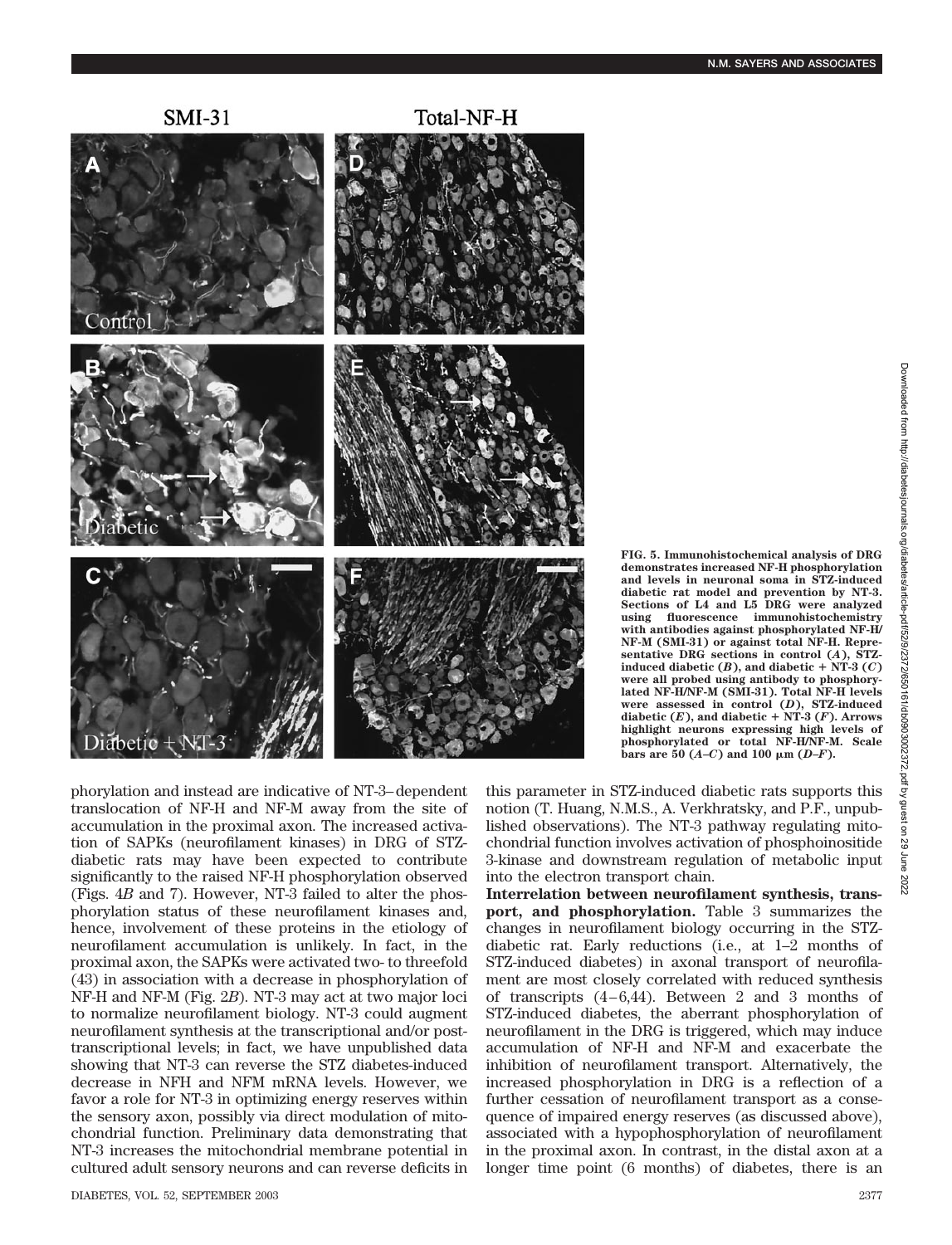FIG. 5. Immunohistochemical analysis of DRG demonstrates increased NF-H phosphorylation and levels in neuronal soma in STZ-induced diabetic rat model and prevention by NT-3. Sections of L4 and L5 DRG were analyzed using fluorescence immunohistochemistry with antibodies against phosphorylated NF-H/NF-M (SMI-31) or against total NF-H. Representative DRG sections in control (*A*), STZ-induced diabetic (*B*), and diabetic + NT-3 (*C*) were all probed using antibody to phosphorylated NF-H/NF-M (SMI-31). Total NF-H levels were assessed in control (*D*), STZ-induced diabetic (*E*), and diabetic + NT-3 (*F*). Arrows highlight neurons expressing high levels of phosphorylated or total NF-H/NF-M. Scale bars are 50 (*A–C*) and 100 μm (*D–F*).

phorylation and instead are indicative of NT-3–dependent translocation of NF-H and NF-M away from the site of accumulation in the proximal axon. The increased activation of SAPKs (neurofilament kinases) in DRG of STZ-diabetic rats may have been expected to contribute significantly to the raised NF-H phosphorylation observed (Figs. 4*B* and 7). However, NT-3 failed to alter the phosphorylation status of these neurofilament kinases and, hence, involvement of these proteins in the etiology of neurofilament accumulation is unlikely. In fact, in the proximal axon, the SAPKs were activated two- to threefold (43) in association with a decrease in phosphorylation of NF-H and NF-M (Fig. 2*B*). NT-3 may act at two major loci to normalize neurofilament biology. NT-3 could augment neurofilament synthesis at the transcriptional and/or post-transcriptional levels; in fact, we have unpublished data showing that NT-3 can reverse the STZ diabetes-induced decrease in NFH and NFM mRNA levels. However, we favor a role for NT-3 in optimizing energy reserves within the sensory axon, possibly via direct modulation of mitochondrial function. Preliminary data demonstrating that NT-3 increases the mitochondrial membrane potential in cultured adult sensory neurons and can reverse deficits in this parameter in STZ-induced diabetic rats supports this notion (T. Huang, N.M.S., A. Verkhratsky, and P.F., unpublished observations). The NT-3 pathway regulating mitochondrial function involves activation of phosphoinositide 3-kinase and downstream regulation of metabolic input into the electron transport chain.

**Interrelation between neurofilament synthesis, transport, and phosphorylation.** Table 3 summarizes the changes in neurofilament biology occurring in the STZ-diabetic rat. Early reductions (i.e., at 1–2 months of STZ-induced diabetes) in axonal transport of neurofilament are most closely correlated with reduced synthesis of transcripts (4–6,44). Between 2 and 3 months of STZ-induced diabetes, the aberrant phosphorylation of neurofilament in the DRG is triggered, which may induce accumulation of NF-H and NF-M and exacerbate the inhibition of neurofilament transport. Alternatively, the increased phosphorylation in DRG is a reflection of a further cessation of neurofilament transport as a consequence of impaired energy reserves (as discussed above), associated with a hypophosphorylation of neurofilament in the proximal axon. In contrast, in the distal axon at a longer time point (6 months) of diabetes, there is an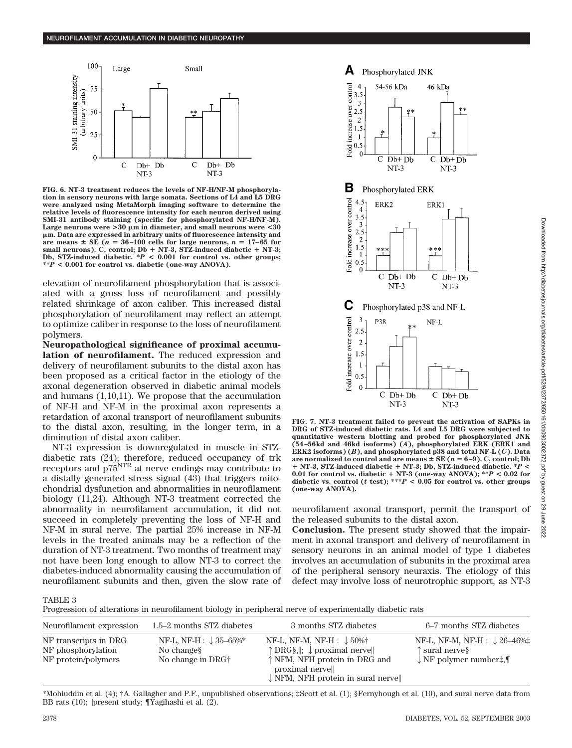FIG. 6. NT-3 treatment reduces the levels of NF-H/NF-M phosphorylation in sensory neurons with large somata. Sections of L4 and L5 DRG were analyzed using MetaMorph imaging software to determine the relative levels of fluorescence intensity for each neuron derived using SMI-31 antibody staining (specific for phosphorylated NF-H/NF-M). Large neurons were >30 μm in diameter, and small neurons were <30 μm. Data are expressed in arbitrary units of fluorescence intensity and are means ± SE ($n$ = 36–100 cells for large neurons, $n$ = 17–65 for small neurons). C, control; Db + NT-3, STZ-induced diabetic + NT-3; Db, STZ-induced diabetic. *$P$ < 0.001 for control vs. other groups; **$P$ < 0.001 for control vs. diabetic (one-way ANOVA).

elevation of neurofilament phosphorylation that is associated with a gross loss of neurofilament and possibly related shrinkage of axon caliber. This increased distal phosphorylation of neurofilament may reflect an attempt to optimize caliber in response to the loss of neurofilament polymers.

**Neuropathological significance of proximal accumulation of neurofilament.** The reduced expression and delivery of neurofilament subunits to the distal axon has been proposed as a critical factor in the etiology of the axonal degeneration observed in diabetic animal models and humans (1,10,11). We propose that the accumulation of NF-H and NF-M in the proximal axon represents a retardation of axonal transport of neurofilament subunits to the distal axon, resulting, in the longer term, in a diminution of distal axon caliber.

NT-3 expression is downregulated in muscle in STZ-diabetic rats (24); therefore, reduced occupancy of trk receptors and $p75^{NTR}$ at nerve endings may contribute to a distally generated stress signal (43) that triggers mitochondrial dysfunction and abnormalities in neurofilament biology (11,24). Although NT-3 treatment corrected the abnormality in neurofilament accumulation, it did not succeed in completely preventing the loss of NF-H and NF-M in sural nerve. The partial 25% increase in NF-M levels in the treated animals may be a reflection of the duration of NT-3 treatment. Two months of treatment may not have been long enough to allow NT-3 to correct the diabetes-induced abnormality causing the accumulation of neurofilament subunits and then, given the slow rate of neurofilament axonal transport, permit the transport of the released subunits to the distal axon.

**Conclusion.** The present study showed that the impairment in axonal transport and delivery of neurofilament in sensory neurons in an animal model of type 1 diabetes involves an accumulation of subunits in the proximal area of the peripheral sensory neuraxis. The etiology of this defect may involve loss of neurotrophic support, as NT-3

FIG. 7. NT-3 treatment failed to prevent the activation of SAPKs in DRG of STZ-induced diabetic rats. L4 and L5 DRG were subjected to quantitative western blotting and probed for phosphorylated JNK (54–56kd and 46kd isoforms) (*A*), phosphorylated ERK (ERK1 and ERK2 isoforms) (*B*), and phosphorylated p38 and total NF-L (*C*). Data are normalized to control and are means ± SE ($n$ = 6–9). C, control; Db + NT-3, STZ-induced diabetic + NT-3; Db, STZ-induced diabetic. *$P$ < 0.01 for control vs. diabetic + NT-3 (one-way ANOVA); **$P$ < 0.02 for diabetic vs. control (*t* test); ***$P$ < 0.05 for control vs. other groups (one-way ANOVA).

TABLE 3
Progression of alterations in neurofilament biology in peripheral nerve of experimentally diabetic rats

| Neurofilament expression | 1.5–2 months STZ diabetes | 3 months STZ diabetes | 6–7 months STZ diabetes |
|---|---|---|---|
| NF transcripts in DRG | NF-L, NF-H : ↓ 35–65%* | NF-L, NF-M, NF-H : ↓ 50%† | NF-L, NF-M, NF-H : ↓ 26–46%‡ |
| NF phosphorylation | No change§ | ↑ DRG§,‖; ↓ proximal nerve‖ | ↑ sural nerve§ |
| NF protein/polymers | No change in DRG† | ↑ NFM, NFH protein in DRG and proximal nerve‖; ↓ NFM, NFH protein in sural nerve‖ | ↓ NF polymer number‡,¶ |

*Mohiuddin et al. (4); †A. Gallagher and P.F., unpublished observations; ‡Scott et al. (1); §Fernyhough et al. (10), and sural nerve data from BB rats (10); ‖present study; ¶Yagihashi et al. (2).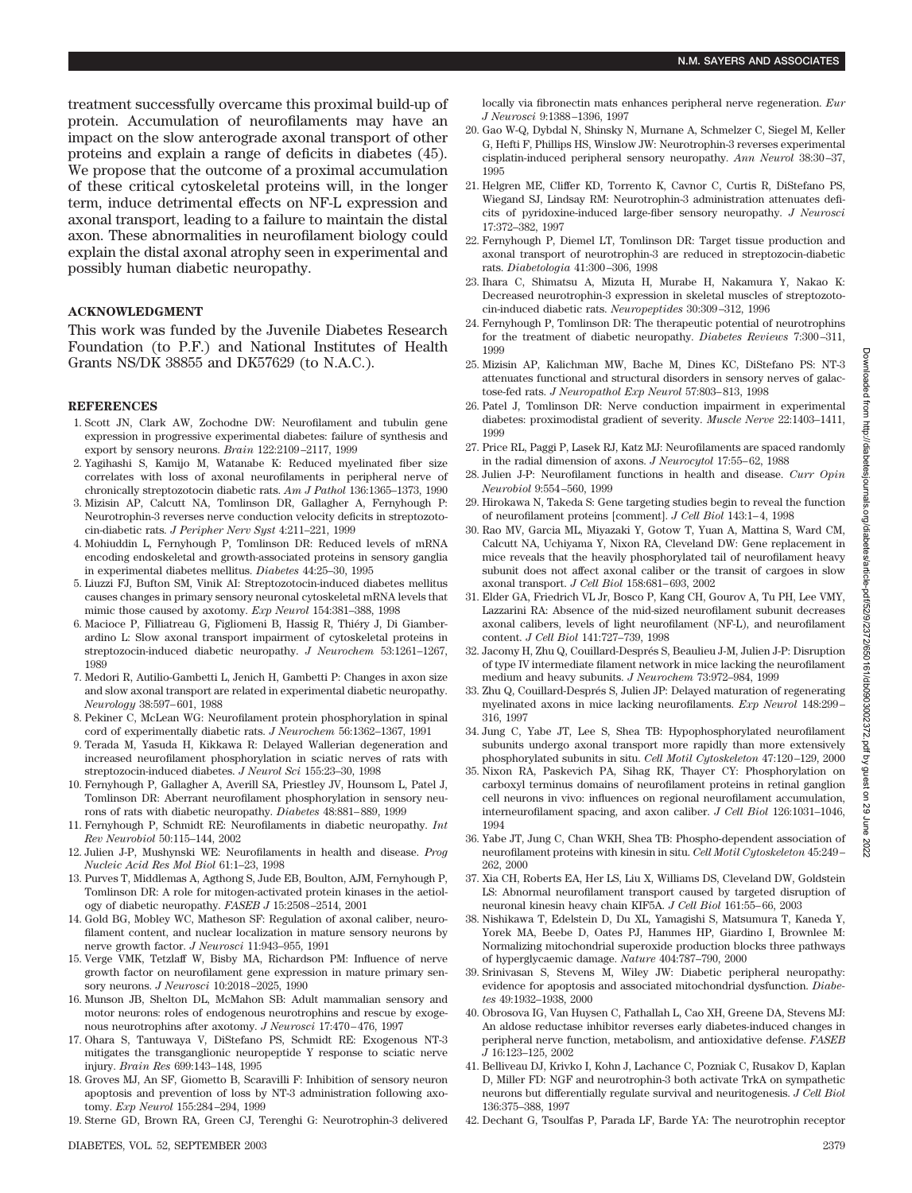treatment successfully overcame this proximal build-up of protein. Accumulation of neurofilaments may have an impact on the slow anterograde axonal transport of other proteins and explain a range of deficits in diabetes (45). We propose that the outcome of a proximal accumulation of these critical cytoskeletal proteins will, in the longer term, induce detrimental effects on NF-L expression and axonal transport, leading to a failure to maintain the distal axon. These abnormalities in neurofilament biology could explain the distal axonal atrophy seen in experimental and possibly human diabetic neuropathy.

## ACKNOWLEDGMENT

This work was funded by the Juvenile Diabetes Research Foundation (to P.F.) and National Institutes of Health Grants NS/DK 38855 and DK57629 (to N.A.C.).

## REFERENCES

1. Scott JN, Clark AW, Zochodne DW: Neurofilament and tubulin gene expression in progressive experimental diabetes: failure of synthesis and export by sensory neurons. *Brain* 122:2109–2117, 1999
2. Yagihashi S, Kamijo M, Watanabe K: Reduced myelinated fiber size correlates with loss of axonal neurofilaments in peripheral nerve of chronically streptozotocin diabetic rats. *Am J Pathol* 136:1365–1373, 1990
3. Mizisin AP, Calcutt NA, Tomlinson DR, Gallagher A, Fernyhough P: Neurotrophin-3 reverses nerve conduction velocity deficits in streptozotocin-diabetic rats. *J Peripher Nerv Syst* 4:211–221, 1999
4. Mohiuddin L, Fernyhough P, Tomlinson DR: Reduced levels of mRNA encoding endoskeletal and growth-associated proteins in sensory ganglia in experimental diabetes mellitus. *Diabetes* 44:25–30, 1995
5. Liuzzi FJ, Bufton SM, Vinik AI: Streptozotocin-induced diabetes mellitus causes changes in primary sensory neuronal cytoskeletal mRNA levels that mimic those caused by axotomy. *Exp Neurol* 154:381–388, 1998
6. Macioce P, Filliatreau G, Figliomeni B, Hassig R, Thiéry J, Di Giamberardino L: Slow axonal transport impairment of cytoskeletal proteins in streptozocin-induced diabetic neuropathy. *J Neurochem* 53:1261–1267, 1989
7. Medori R, Autilio-Gambetti L, Jenich H, Gambetti P: Changes in axon size and slow axonal transport are related in experimental diabetic neuropathy. *Neurology* 38:597–601, 1988
8. Pekiner C, McLean WG: Neurofilament protein phosphorylation in spinal cord of experimentally diabetic rats. *J Neurochem* 56:1362–1367, 1991
9. Terada M, Yasuda H, Kikkawa R: Delayed Wallerian degeneration and increased neurofilament phosphorylation in sciatic nerves of rats with streptozocin-induced diabetes. *J Neurol Sci* 155:23–30, 1998
10. Fernyhough P, Gallagher A, Averill SA, Priestley JV, Hounsom L, Patel J, Tomlinson DR: Aberrant neurofilament phosphorylation in sensory neurons of rats with diabetic neuropathy. *Diabetes* 48:881–889, 1999
11. Fernyhough P, Schmidt RE: Neurofilaments in diabetic neuropathy. *Int Rev Neurobiol* 50:115–144, 2002
12. Julien J-P, Mushynski WE: Neurofilaments in health and disease. *Prog Nucleic Acid Res Mol Biol* 61:1–23, 1998
13. Purves T, Middlemas A, Agthong S, Jude EB, Boulton, AJM, Fernyhough P, Tomlinson DR: A role for mitogen-activated protein kinases in the aetiology of diabetic neuropathy. *FASEB J* 15:2508–2514, 2001
14. Gold BG, Mobley WC, Matheson SF: Regulation of axonal caliber, neurofilament content, and nuclear localization in mature sensory neurons by nerve growth factor. *J Neurosci* 11:943–955, 1991
15. Verge VMK, Tetzlaff W, Bisby MA, Richardson PM: Influence of nerve growth factor on neurofilament gene expression in mature primary sensory neurons. *J Neurosci* 10:2018–2025, 1990
16. Munson JB, Shelton DL, McMahon SB: Adult mammalian sensory and motor neurons: roles of endogenous neurotrophins and rescue by exogenous neurotrophins after axotomy. *J Neurosci* 17:470–476, 1997
17. Ohara S, Tsuntaya V, DiStefano PS, Schmidt RE: Exogenous NT-3 mitigates the transganglionic neuropeptide Y response to sciatic nerve injury. *Brain Res* 699:143–148, 1995
18. Groves MJ, An SF, Giometto B, Scaravilli F: Inhibition of sensory neuron apoptosis and prevention of loss by NT-3 administration following axotomy. *Exp Neurol* 155:284–294, 1999
19. Sterne GD, Brown RA, Green CJ, Terenghi G: Neurotrophin-3 delivered locally via fibronectin mats enhances peripheral nerve regeneration. *Eur J Neurosci* 9:1388–1396, 1997
20. Gao W-Q, Dybdal N, Shinsky N, Murnane A, Schmelzer C, Siegel M, Keller G, Hefti F, Phillips HS, Winslow JW: Neurotrophin-3 reverses experimental cisplatin-induced peripheral sensory neuropathy. *Ann Neurol* 38:30–37, 1995
21. Helgren ME, Cliffer KD, Torrento K, Cavnor C, Curtis R, DiStefano PS, Wiegand SJ, Lindsay RM: Neurotrophin-3 administration attenuates deficits of pyridoxine-induced large-fiber sensory neuropathy. *J Neurosci* 17:372–382, 1997
22. Fernyhough P, Diemel LT, Tomlinson DR: Target tissue production and axonal transport of neurotrophin-3 are reduced in streptozocin-diabetic rats. *Diabetologia* 41:300–306, 1998
23. Ihara C, Shimatsu A, Mizuta H, Murabe H, Nakamura Y, Nakao K: Decreased neurotrophin-3 expression in skeletal muscles of streptozotocin-induced diabetic rats. *Neuropeptides* 30:309–312, 1996
24. Fernyhough P, Tomlinson DR: The therapeutic potential of neurotrophins for the treatment of diabetic neuropathy. *Diabetes Reviews* 7:300–311, 1999
25. Mizisin AP, Kalichman MW, Bache M, Dines KC, DiStefano PS: NT-3 attenuates functional and structural disorders in sensory nerves of galactose-fed rats. *J Neuropathol Exp Neurol* 57:803–813, 1998
26. Patel J, Tomlinson DR: Nerve conduction impairment in experimental diabetes: proximodistal gradient of severity. *Muscle Nerve* 22:1403–1411, 1999
27. Price RL, Paggi P, Lasek RJ, Katz MJ: Neurofilaments are spaced randomly in the radial dimension of axons. *J Neurocytol* 17:55–62, 1988
28. Julien J-P: Neurofilament functions in health and disease. *Curr Opin Neurobiol* 9:554–560, 1999
29. Hirokawa N, Takeda S: Gene targeting studies begin to reveal the function of neurofilament proteins [comment]. *J Cell Biol* 143:1–4, 1998
30. Rao MV, Garcia ML, Miyazaki Y, Gotow T, Yuan A, Mattina S, Ward CM, Calcutt NA, Uchiyama Y, Nixon RA, Cleveland DW: Gene replacement in mice reveals that the heavily phosphorylated tail of neurofilament heavy subunit does not affect axonal caliber or the transit of cargoes in slow axonal transport. *J Cell Biol* 158:681–693, 2002
31. Elder GA, Friedrich VL Jr, Bosco P, Kang CH, Gourov A, Tu PH, Lee VMY, Lazzarini RA: Absence of the mid-sized neurofilament subunit decreases axonal calibers, levels of light neurofilament (NF-L), and neurofilament content. *J Cell Biol* 141:727–739, 1998
32. Jacomy H, Zhu Q, Couillard-Després S, Beaulieu J-M, Julien J-P: Disruption of type IV intermediate filament network in mice lacking the neurofilament medium and heavy subunits. *J Neurochem* 73:972–984, 1999
33. Zhu Q, Couillard-Després S, Julien JP: Delayed maturation of regenerating myelinated axons in mice lacking neurofilaments. *Exp Neurol* 148:299–316, 1997
34. Jung C, Yabe JT, Lee S, Shea TB: Hypophosphorylated neurofilament subunits undergo axonal transport more rapidly than more extensively phosphorylated subunits in situ. *Cell Motil Cytoskeleton* 47:120–129, 2000
35. Nixon RA, Paskevich PA, Sihag RK, Thayer CY: Phosphorylation on carboxyl terminus domains of neurofilament proteins in retinal ganglion cell neurons in vivo: influences on regional neurofilament accumulation, interneurofilament spacing, and axon caliber. *J Cell Biol* 126:1031–1046, 1994
36. Yabe JT, Jung C, Chan WKH, Shea TB: Phospho-dependent association of neurofilament proteins with kinesin in situ. *Cell Motil Cytoskeleton* 45:249–262, 2000
37. Xia CH, Roberts EA, Her LS, Liu X, Williams DS, Cleveland DW, Goldstein LS: Abnormal neurofilament transport caused by targeted disruption of neuronal kinesin heavy chain KIF5A. *J Cell Biol* 161:55–66, 2003
38. Nishikawa T, Edelstein D, Du XL, Yamagishi S, Matsumura T, Kaneda Y, Yorek MA, Beebe D, Oates PJ, Hammes HP, Giardino I, Brownlee M: Normalizing mitochondrial superoxide production blocks three pathways of hyperglycaemic damage. *Nature* 404:787–790, 2000
39. Srinivasan S, Stevens M, Wiley JW: Diabetic peripheral neuropathy: evidence for apoptosis and associated mitochondrial dysfunction. *Diabetes* 49:1932–1938, 2000
40. Obrosova IG, Van Huysen C, Fathallah L, Cao XH, Greene DA, Stevens MJ: An aldose reductase inhibitor reverses early diabetes-induced changes in peripheral nerve function, metabolism, and antioxidative defense. *FASEB J* 16:123–125, 2002
41. Belliveau DJ, Krivko I, Kohn J, Lachance C, Pozniak C, Rusakov D, Kaplan D, Miller FD: NGF and neurotrophin-3 both activate TrkA on sympathetic neurons but differentially regulate survival and neuritogenesis. *J Cell Biol* 136:375–388, 1997
42. Dechant G, Tsoulfas P, Parada LF, Barde YA: The neurotrophin receptor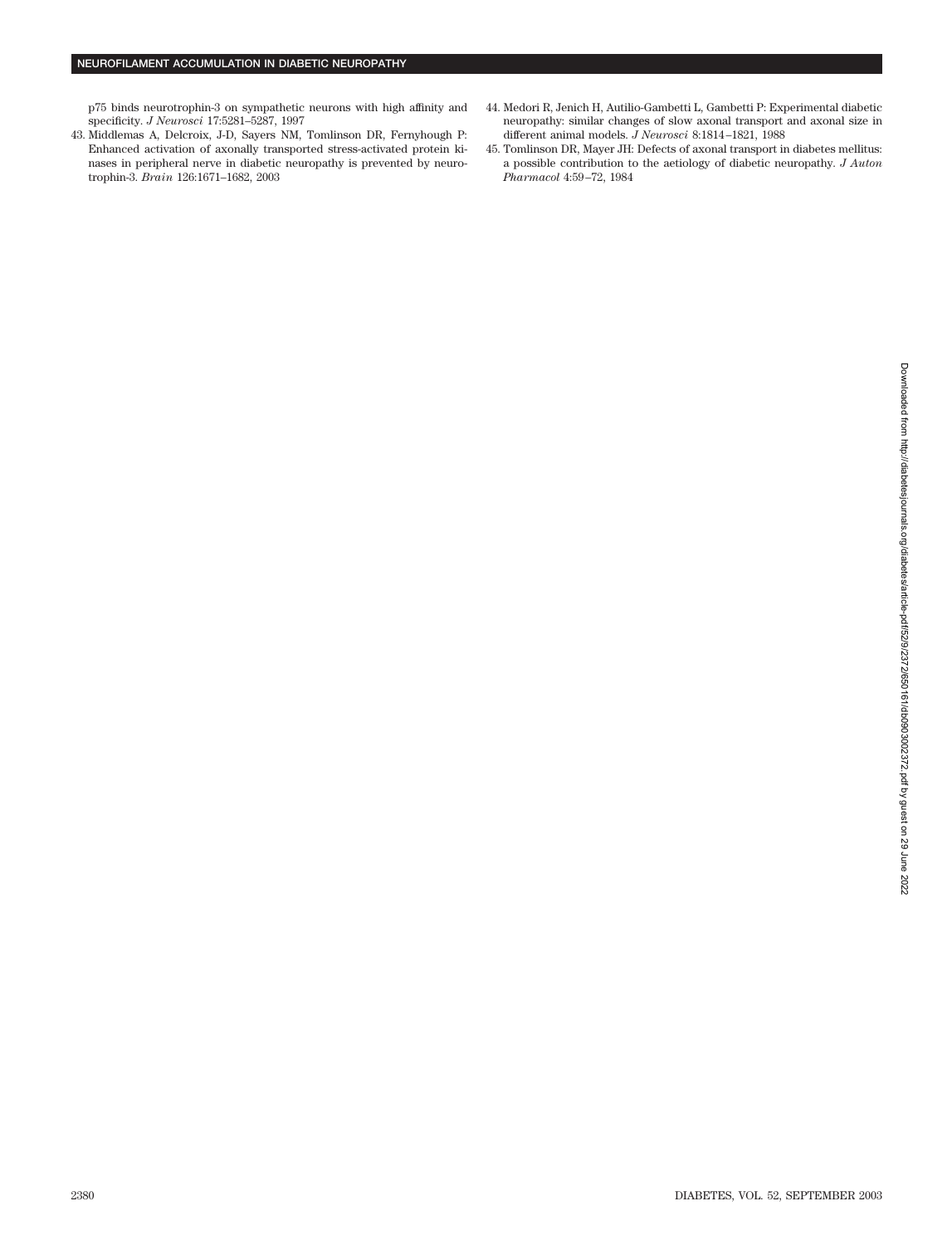p75 binds neurotrophin-3 on sympathetic neurons with high affinity and specificity. *J Neurosci* 17:5281–5287, 1997

43. Middlemas A, Delcroix, J-D, Sayers NM, Tomlinson DR, Fernyhough P: Enhanced activation of axonally transported stress-activated protein kinases in peripheral nerve in diabetic neuropathy is prevented by neurotrophin-3. *Brain* 126:1671–1682, 2003
44. Medori R, Jenich H, Autilio-Gambetti L, Gambetti P: Experimental diabetic neuropathy: similar changes of slow axonal transport and axonal size in different animal models. *J Neurosci* 8:1814–1821, 1988
45. Tomlinson DR, Mayer JH: Defects of axonal transport in diabetes mellitus: a possible contribution to the aetiology of diabetic neuropathy. *J Auton Pharmacol* 4:59–72, 1984